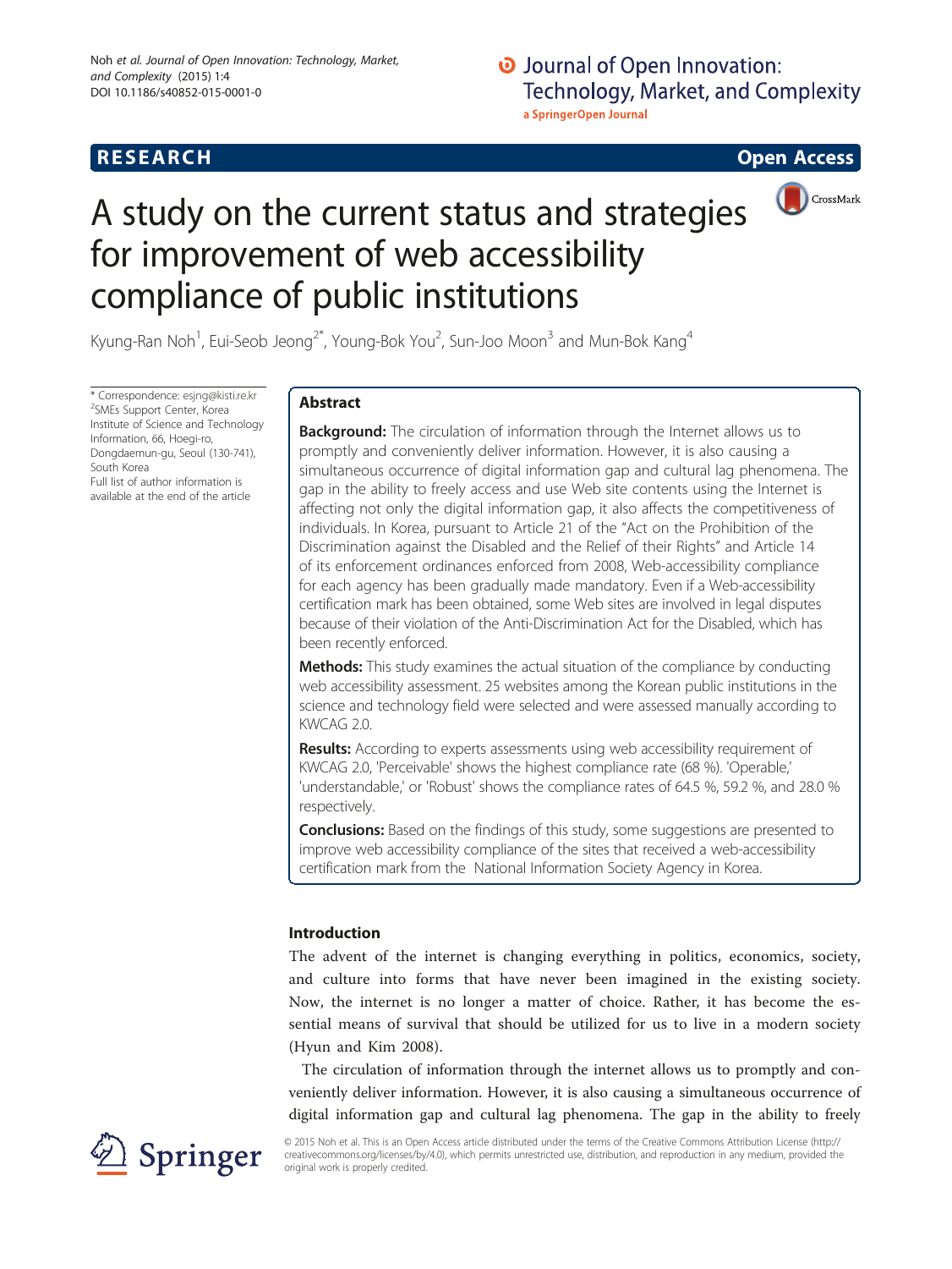RESEARCH Open Access

# A study on the current status and strategies for improvement of web accessibility compliance of public institutions

Kyung-Ran Noh[1], Eui-Seob Jeong[2*], Young-Bok You[2], Sun-Joo Moon[3] and Mun-Bok Kang[4]

\* Correspondence: esjng@kisti.re.kr
[2]SMEs Support Center, Korea Institute of Science and Technology Information, 66, Hoegi-ro, Dongdaemun-gu, Seoul (130-741), South Korea
Full list of author information is available at the end of the article

## Abstract

**Background:** The circulation of information through the Internet allows us to promptly and conveniently deliver information. However, it is also causing a simultaneous occurrence of digital information gap and cultural lag phenomena. The gap in the ability to freely access and use Web site contents using the Internet is affecting not only the digital information gap, it also affects the competitiveness of individuals. In Korea, pursuant to Article 21 of the "Act on the Prohibition of the Discrimination against the Disabled and the Relief of their Rights" and Article 14 of its enforcement ordinances enforced from 2008, Web-accessibility compliance for each agency has been gradually made mandatory. Even if a Web-accessibility certification mark has been obtained, some Web sites are involved in legal disputes because of their violation of the Anti-Discrimination Act for the Disabled, which has been recently enforced.

**Methods:** This study examines the actual situation of the compliance by conducting web accessibility assessment. 25 websites among the Korean public institutions in the science and technology field were selected and were assessed manually according to KWCAG 2.0.

**Results:** According to experts assessments using web accessibility requirement of KWCAG 2.0, 'Perceivable' shows the highest compliance rate (68 %). 'Operable,' 'understandable,' or 'Robust' shows the compliance rates of 64.5 %, 59.2 %, and 28.0 % respectively.

**Conclusions:** Based on the findings of this study, some suggestions are presented to improve web accessibility compliance of the sites that received a web-accessibility certification mark from the National Information Society Agency in Korea.

## Introduction

The advent of the internet is changing everything in politics, economics, society, and culture into forms that have never been imagined in the existing society. Now, the internet is no longer a matter of choice. Rather, it has become the essential means of survival that should be utilized for us to live in a modern society (Hyun and Kim 2008).

The circulation of information through the internet allows us to promptly and conveniently deliver information. However, it is also causing a simultaneous occurrence of digital information gap and cultural lag phenomena. The gap in the ability to freely

© 2015 Noh et al. This is an Open Access article distributed under the terms of the Creative Commons Attribution License (http://creativecommons.org/licenses/by/4.0), which permits unrestricted use, distribution, and reproduction in any medium, provided the original work is properly credited.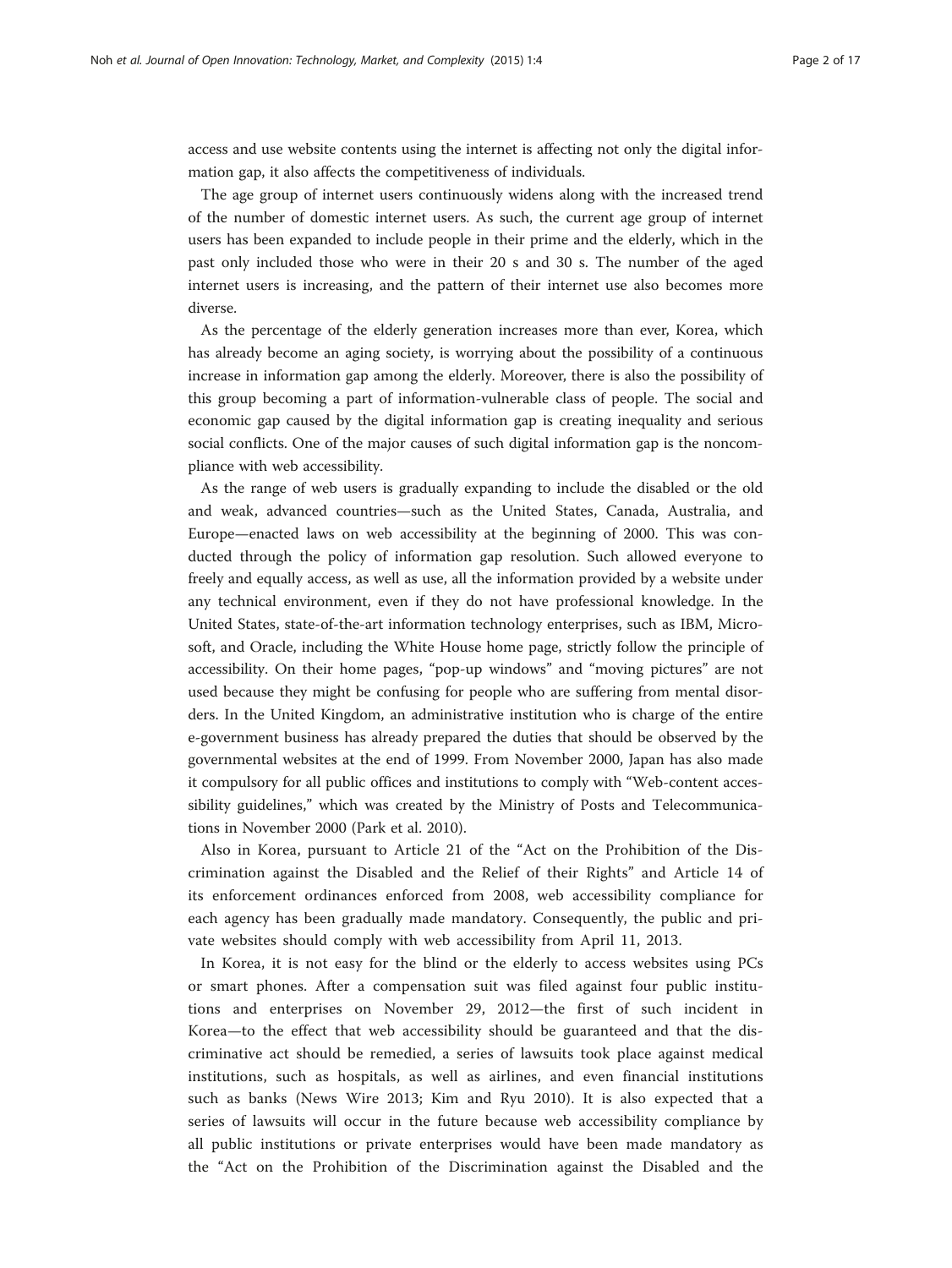access and use website contents using the internet is affecting not only the digital information gap, it also affects the competitiveness of individuals.

The age group of internet users continuously widens along with the increased trend of the number of domestic internet users. As such, the current age group of internet users has been expanded to include people in their prime and the elderly, which in the past only included those who were in their 20 s and 30 s. The number of the aged internet users is increasing, and the pattern of their internet use also becomes more diverse.

As the percentage of the elderly generation increases more than ever, Korea, which has already become an aging society, is worrying about the possibility of a continuous increase in information gap among the elderly. Moreover, there is also the possibility of this group becoming a part of information-vulnerable class of people. The social and economic gap caused by the digital information gap is creating inequality and serious social conflicts. One of the major causes of such digital information gap is the noncompliance with web accessibility.

As the range of web users is gradually expanding to include the disabled or the old and weak, advanced countries—such as the United States, Canada, Australia, and Europe—enacted laws on web accessibility at the beginning of 2000. This was conducted through the policy of information gap resolution. Such allowed everyone to freely and equally access, as well as use, all the information provided by a website under any technical environment, even if they do not have professional knowledge. In the United States, state-of-the-art information technology enterprises, such as IBM, Microsoft, and Oracle, including the White House home page, strictly follow the principle of accessibility. On their home pages, "pop-up windows" and "moving pictures" are not used because they might be confusing for people who are suffering from mental disorders. In the United Kingdom, an administrative institution who is charge of the entire e-government business has already prepared the duties that should be observed by the governmental websites at the end of 1999. From November 2000, Japan has also made it compulsory for all public offices and institutions to comply with "Web-content accessibility guidelines," which was created by the Ministry of Posts and Telecommunications in November 2000 (Park et al. 2010).

Also in Korea, pursuant to Article 21 of the "Act on the Prohibition of the Discrimination against the Disabled and the Relief of their Rights" and Article 14 of its enforcement ordinances enforced from 2008, web accessibility compliance for each agency has been gradually made mandatory. Consequently, the public and private websites should comply with web accessibility from April 11, 2013.

In Korea, it is not easy for the blind or the elderly to access websites using PCs or smart phones. After a compensation suit was filed against four public institutions and enterprises on November 29, 2012—the first of such incident in Korea—to the effect that web accessibility should be guaranteed and that the discriminative act should be remedied, a series of lawsuits took place against medical institutions, such as hospitals, as well as airlines, and even financial institutions such as banks (News Wire 2013; Kim and Ryu 2010). It is also expected that a series of lawsuits will occur in the future because web accessibility compliance by all public institutions or private enterprises would have been made mandatory as the "Act on the Prohibition of the Discrimination against the Disabled and the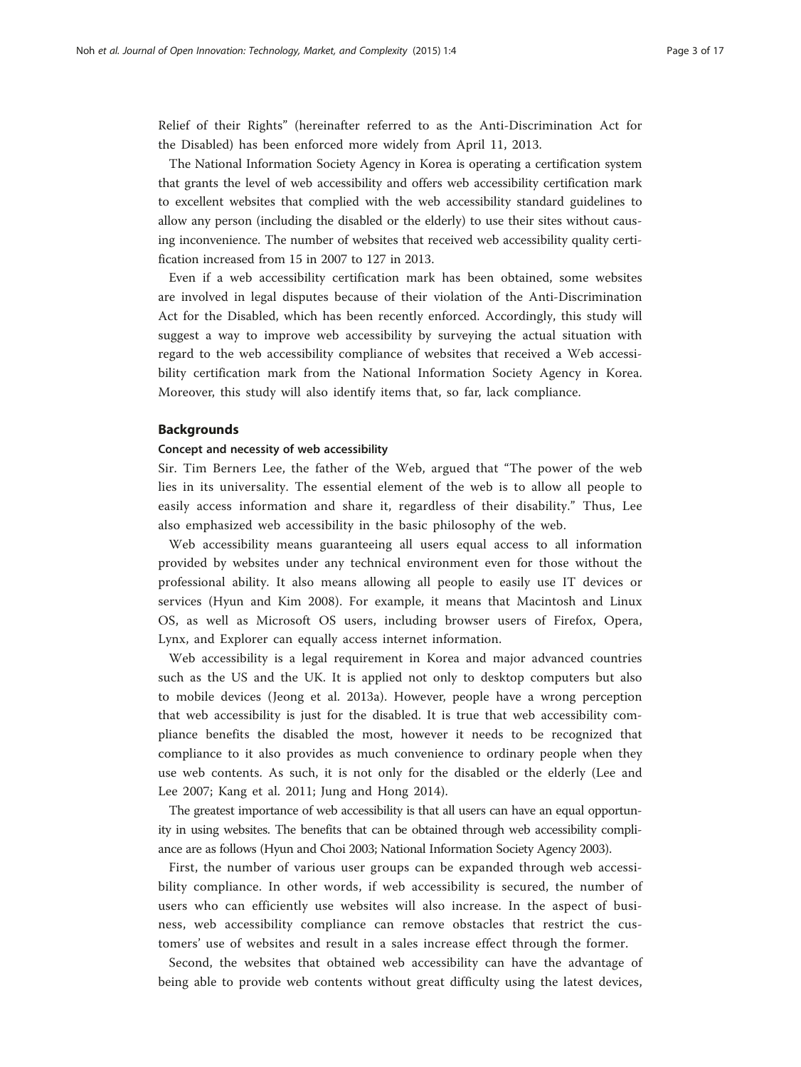Relief of their Rights" (hereinafter referred to as the Anti-Discrimination Act for the Disabled) has been enforced more widely from April 11, 2013.

The National Information Society Agency in Korea is operating a certification system that grants the level of web accessibility and offers web accessibility certification mark to excellent websites that complied with the web accessibility standard guidelines to allow any person (including the disabled or the elderly) to use their sites without causing inconvenience. The number of websites that received web accessibility quality certification increased from 15 in 2007 to 127 in 2013.

Even if a web accessibility certification mark has been obtained, some websites are involved in legal disputes because of their violation of the Anti-Discrimination Act for the Disabled, which has been recently enforced. Accordingly, this study will suggest a way to improve web accessibility by surveying the actual situation with regard to the web accessibility compliance of websites that received a Web accessibility certification mark from the National Information Society Agency in Korea. Moreover, this study will also identify items that, so far, lack compliance.

## Backgrounds

### Concept and necessity of web accessibility

Sir. Tim Berners Lee, the father of the Web, argued that "The power of the web lies in its universality. The essential element of the web is to allow all people to easily access information and share it, regardless of their disability." Thus, Lee also emphasized web accessibility in the basic philosophy of the web.

Web accessibility means guaranteeing all users equal access to all information provided by websites under any technical environment even for those without the professional ability. It also means allowing all people to easily use IT devices or services (Hyun and Kim 2008). For example, it means that Macintosh and Linux OS, as well as Microsoft OS users, including browser users of Firefox, Opera, Lynx, and Explorer can equally access internet information.

Web accessibility is a legal requirement in Korea and major advanced countries such as the US and the UK. It is applied not only to desktop computers but also to mobile devices (Jeong et al. 2013a). However, people have a wrong perception that web accessibility is just for the disabled. It is true that web accessibility compliance benefits the disabled the most, however it needs to be recognized that compliance to it also provides as much convenience to ordinary people when they use web contents. As such, it is not only for the disabled or the elderly (Lee and Lee 2007; Kang et al. 2011; Jung and Hong 2014).

The greatest importance of web accessibility is that all users can have an equal opportunity in using websites. The benefits that can be obtained through web accessibility compliance are as follows (Hyun and Choi 2003; National Information Society Agency 2003).

First, the number of various user groups can be expanded through web accessibility compliance. In other words, if web accessibility is secured, the number of users who can efficiently use websites will also increase. In the aspect of business, web accessibility compliance can remove obstacles that restrict the customers' use of websites and result in a sales increase effect through the former.

Second, the websites that obtained web accessibility can have the advantage of being able to provide web contents without great difficulty using the latest devices,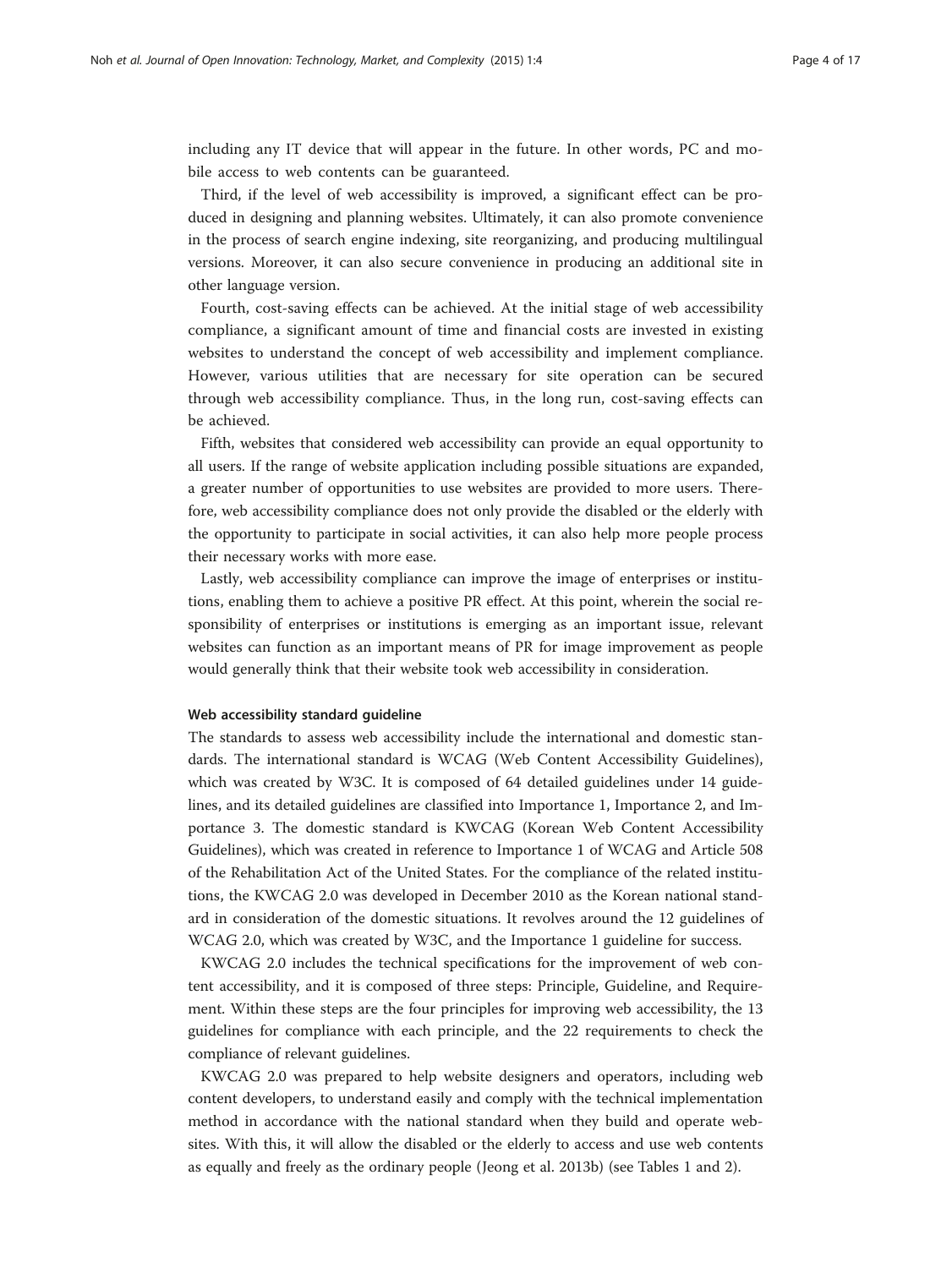including any IT device that will appear in the future. In other words, PC and mobile access to web contents can be guaranteed.

Third, if the level of web accessibility is improved, a significant effect can be produced in designing and planning websites. Ultimately, it can also promote convenience in the process of search engine indexing, site reorganizing, and producing multilingual versions. Moreover, it can also secure convenience in producing an additional site in other language version.

Fourth, cost-saving effects can be achieved. At the initial stage of web accessibility compliance, a significant amount of time and financial costs are invested in existing websites to understand the concept of web accessibility and implement compliance. However, various utilities that are necessary for site operation can be secured through web accessibility compliance. Thus, in the long run, cost-saving effects can be achieved.

Fifth, websites that considered web accessibility can provide an equal opportunity to all users. If the range of website application including possible situations are expanded, a greater number of opportunities to use websites are provided to more users. Therefore, web accessibility compliance does not only provide the disabled or the elderly with the opportunity to participate in social activities, it can also help more people process their necessary works with more ease.

Lastly, web accessibility compliance can improve the image of enterprises or institutions, enabling them to achieve a positive PR effect. At this point, wherein the social responsibility of enterprises or institutions is emerging as an important issue, relevant websites can function as an important means of PR for image improvement as people would generally think that their website took web accessibility in consideration.

#### Web accessibility standard guideline

The standards to assess web accessibility include the international and domestic standards. The international standard is WCAG (Web Content Accessibility Guidelines), which was created by W3C. It is composed of 64 detailed guidelines under 14 guidelines, and its detailed guidelines are classified into Importance 1, Importance 2, and Importance 3. The domestic standard is KWCAG (Korean Web Content Accessibility Guidelines), which was created in reference to Importance 1 of WCAG and Article 508 of the Rehabilitation Act of the United States. For the compliance of the related institutions, the KWCAG 2.0 was developed in December 2010 as the Korean national standard in consideration of the domestic situations. It revolves around the 12 guidelines of WCAG 2.0, which was created by W3C, and the Importance 1 guideline for success.

KWCAG 2.0 includes the technical specifications for the improvement of web content accessibility, and it is composed of three steps: Principle, Guideline, and Requirement. Within these steps are the four principles for improving web accessibility, the 13 guidelines for compliance with each principle, and the 22 requirements to check the compliance of relevant guidelines.

KWCAG 2.0 was prepared to help website designers and operators, including web content developers, to understand easily and comply with the technical implementation method in accordance with the national standard when they build and operate websites. With this, it will allow the disabled or the elderly to access and use web contents as equally and freely as the ordinary people (Jeong et al. 2013b) (see Tables 1 and 2).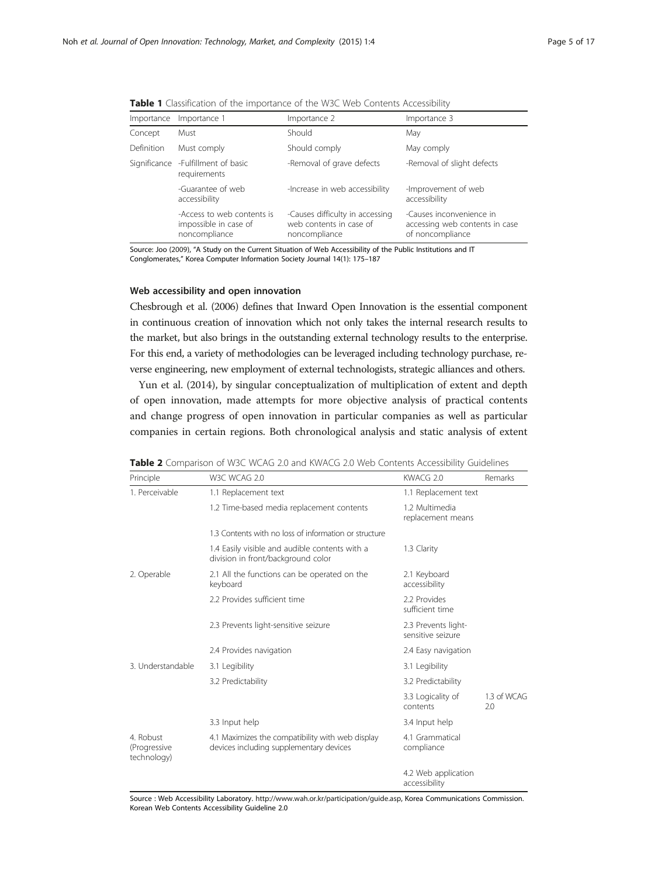**Table 1** Classification of the importance of the W3C Web Contents Accessibility

| Importance | Importance 1 | Importance 2 | Importance 3 |
|---|---|---|---|
| Concept | Must | Should | May |
| Definition | Must comply | Should comply | May comply |
| Significance | -Fulfillment of basic requirements | -Removal of grave defects | -Removal of slight defects |
| | -Guarantee of web accessibility | -Increase in web accessibility | -Improvement of web accessibility |
| | -Access to web contents is impossible in case of noncompliance | -Causes difficulty in accessing web contents in case of noncompliance | -Causes inconvenience in accessing web contents in case of noncompliance |

Source: Joo (2009), "A Study on the Current Situation of Web Accessibility of the Public Institutions and IT Conglomerates," Korea Computer Information Society Journal 14(1): 175–187

### Web accessibility and open innovation

Chesbrough et al. (2006) defines that Inward Open Innovation is the essential component in continuous creation of innovation which not only takes the internal research results to the market, but also brings in the outstanding external technology results to the enterprise. For this end, a variety of methodologies can be leveraged including technology purchase, reverse engineering, new employment of external technologists, strategic alliances and others.

Yun et al. (2014), by singular conceptualization of multiplication of extent and depth of open innovation, made attempts for more objective analysis of practical contents and change progress of open innovation in particular companies as well as particular companies in certain regions. Both chronological analysis and static analysis of extent

**Table 2** Comparison of W3C WCAG 2.0 and KWACG 2.0 Web Contents Accessibility Guidelines

| Principle | W3C WCAG 2.0 | KWACG 2.0 | Remarks |
|---|---|---|---|
| 1. Perceivable | 1.1 Replacement text | 1.1 Replacement text | |
| | 1.2 Time-based media replacement contents | 1.2 Multimedia replacement means | |
| | 1.3 Contents with no loss of information or structure | | |
| | 1.4 Easily visible and audible contents with a division in front/background color | 1.3 Clarity | |
| 2. Operable | 2.1 All the functions can be operated on the keyboard | 2.1 Keyboard accessibility | |
| | 2.2 Provides sufficient time | 2.2 Provides sufficient time | |
| | 2.3 Prevents light-sensitive seizure | 2.3 Prevents light-sensitive seizure | |
| | 2.4 Provides navigation | 2.4 Easy navigation | |
| 3. Understandable | 3.1 Legibility | 3.1 Legibility | |
| | 3.2 Predictability | 3.2 Predictability | |
| | | 3.3 Logicality of contents | 1.3 of WCAG 2.0 |
| | 3.3 Input help | 3.4 Input help | |
| 4. Robust (Progressive technology) | 4.1 Maximizes the compatibility with web display devices including supplementary devices | 4.1 Grammatical compliance | |
| | | 4.2 Web application accessibility | |

Source : Web Accessibility Laboratory. http://www.wah.or.kr/participation/guide.asp, Korea Communications Commission. Korean Web Contents Accessibility Guideline 2.0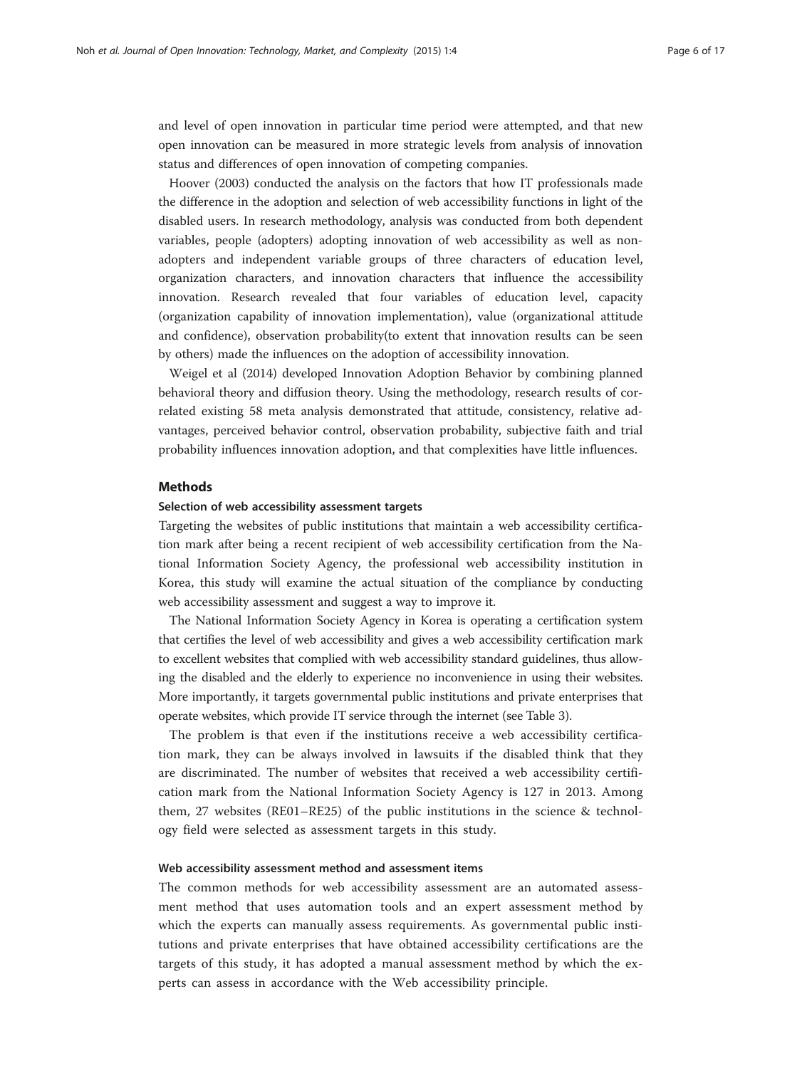and level of open innovation in particular time period were attempted, and that new open innovation can be measured in more strategic levels from analysis of innovation status and differences of open innovation of competing companies.

Hoover (2003) conducted the analysis on the factors that how IT professionals made the difference in the adoption and selection of web accessibility functions in light of the disabled users. In research methodology, analysis was conducted from both dependent variables, people (adopters) adopting innovation of web accessibility as well as non-adopters and independent variable groups of three characters of education level, organization characters, and innovation characters that influence the accessibility innovation. Research revealed that four variables of education level, capacity (organization capability of innovation implementation), value (organizational attitude and confidence), observation probability(to extent that innovation results can be seen by others) made the influences on the adoption of accessibility innovation.

Weigel et al (2014) developed Innovation Adoption Behavior by combining planned behavioral theory and diffusion theory. Using the methodology, research results of correlated existing 58 meta analysis demonstrated that attitude, consistency, relative advantages, perceived behavior control, observation probability, subjective faith and trial probability influences innovation adoption, and that complexities have little influences.

## Methods

### Selection of web accessibility assessment targets

Targeting the websites of public institutions that maintain a web accessibility certification mark after being a recent recipient of web accessibility certification from the National Information Society Agency, the professional web accessibility institution in Korea, this study will examine the actual situation of the compliance by conducting web accessibility assessment and suggest a way to improve it.

The National Information Society Agency in Korea is operating a certification system that certifies the level of web accessibility and gives a web accessibility certification mark to excellent websites that complied with web accessibility standard guidelines, thus allowing the disabled and the elderly to experience no inconvenience in using their websites. More importantly, it targets governmental public institutions and private enterprises that operate websites, which provide IT service through the internet (see Table 3).

The problem is that even if the institutions receive a web accessibility certification mark, they can be always involved in lawsuits if the disabled think that they are discriminated. The number of websites that received a web accessibility certification mark from the National Information Society Agency is 127 in 2013. Among them, 27 websites (RE01–RE25) of the public institutions in the science & technology field were selected as assessment targets in this study.

### Web accessibility assessment method and assessment items

The common methods for web accessibility assessment are an automated assessment method that uses automation tools and an expert assessment method by which the experts can manually assess requirements. As governmental public institutions and private enterprises that have obtained accessibility certifications are the targets of this study, it has adopted a manual assessment method by which the experts can assess in accordance with the Web accessibility principle.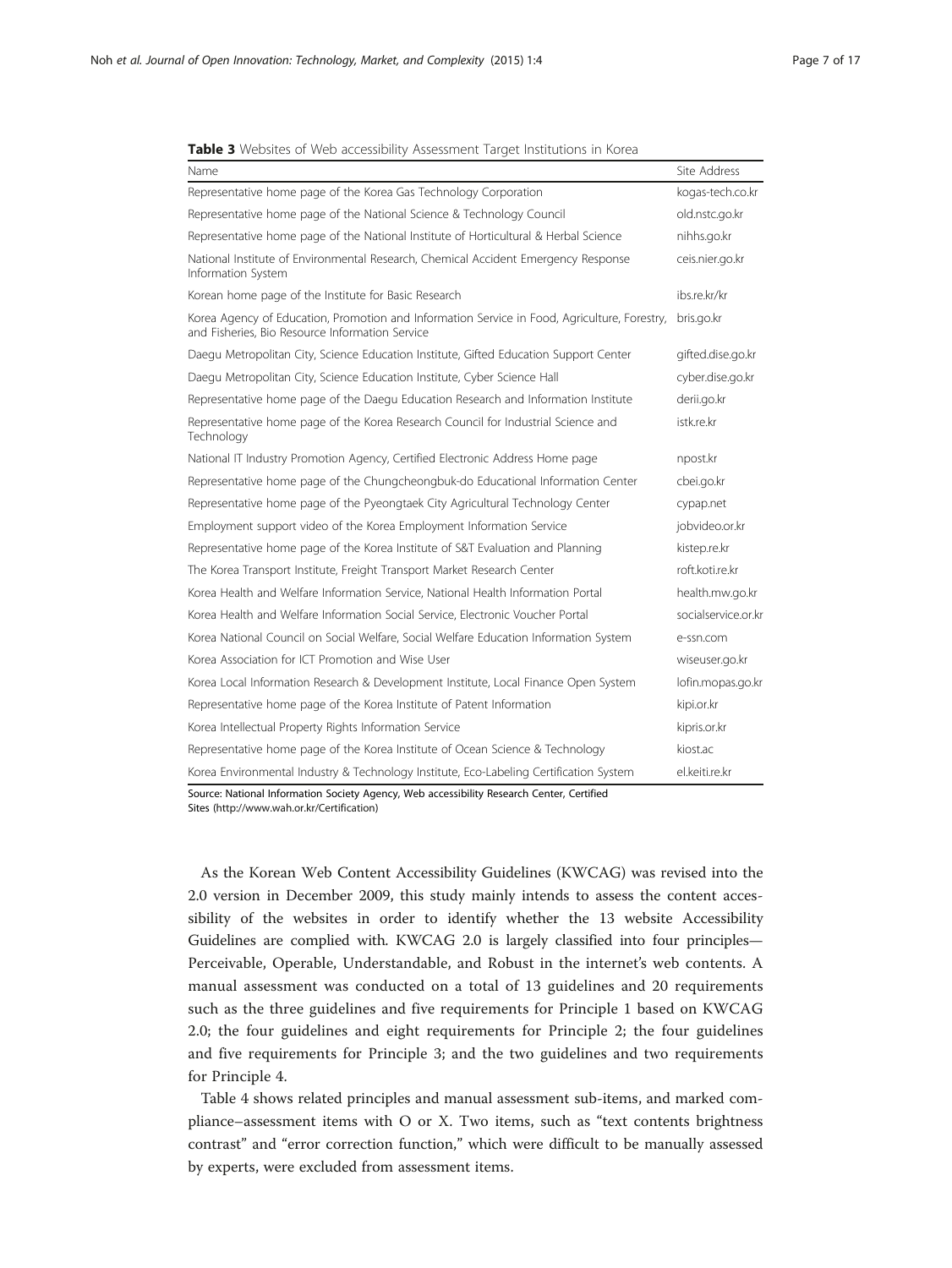**Table 3** Websites of Web accessibility Assessment Target Institutions in Korea

| Name | Site Address |
| --- | --- |
| Representative home page of the Korea Gas Technology Corporation | kogas-tech.co.kr |
| Representative home page of the National Science & Technology Council | old.nstc.go.kr |
| Representative home page of the National Institute of Horticultural & Herbal Science | nihhs.go.kr |
| National Institute of Environmental Research, Chemical Accident Emergency Response Information System | ceis.nier.go.kr |
| Korean home page of the Institute for Basic Research | ibs.re.kr/kr |
| Korea Agency of Education, Promotion and Information Service in Food, Agriculture, Forestry, and Fisheries, Bio Resource Information Service | bris.go.kr |
| Daegu Metropolitan City, Science Education Institute, Gifted Education Support Center | gifted.dise.go.kr |
| Daegu Metropolitan City, Science Education Institute, Cyber Science Hall | cyber.dise.go.kr |
| Representative home page of the Daegu Education Research and Information Institute | derii.go.kr |
| Representative home page of the Korea Research Council for Industrial Science and Technology | istk.re.kr |
| National IT Industry Promotion Agency, Certified Electronic Address Home page | npost.kr |
| Representative home page of the Chungcheongbuk-do Educational Information Center | cbei.go.kr |
| Representative home page of the Pyeongtaek City Agricultural Technology Center | cypap.net |
| Employment support video of the Korea Employment Information Service | jobvideo.or.kr |
| Representative home page of the Korea Institute of S&T Evaluation and Planning | kistep.re.kr |
| The Korea Transport Institute, Freight Transport Market Research Center | roft.koti.re.kr |
| Korea Health and Welfare Information Service, National Health Information Portal | health.mw.go.kr |
| Korea Health and Welfare Information Social Service, Electronic Voucher Portal | socialservice.or.kr |
| Korea National Council on Social Welfare, Social Welfare Education Information System | e-ssn.com |
| Korea Association for ICT Promotion and Wise User | wiseuser.go.kr |
| Korea Local Information Research & Development Institute, Local Finance Open System | lofin.mopas.go.kr |
| Representative home page of the Korea Institute of Patent Information | kipi.or.kr |
| Korea Intellectual Property Rights Information Service | kipris.or.kr |
| Representative home page of the Korea Institute of Ocean Science & Technology | kiost.ac |
| Korea Environmental Industry & Technology Institute, Eco-Labeling Certification System | el.keiti.re.kr |

Source: National Information Society Agency, Web accessibility Research Center, Certified Sites (http://www.wah.or.kr/Certification)

As the Korean Web Content Accessibility Guidelines (KWCAG) was revised into the 2.0 version in December 2009, this study mainly intends to assess the content accessibility of the websites in order to identify whether the 13 website Accessibility Guidelines are complied with. KWCAG 2.0 is largely classified into four principles—Perceivable, Operable, Understandable, and Robust in the internet's web contents. A manual assessment was conducted on a total of 13 guidelines and 20 requirements such as the three guidelines and five requirements for Principle 1 based on KWCAG 2.0; the four guidelines and eight requirements for Principle 2; the four guidelines and five requirements for Principle 3; and the two guidelines and two requirements for Principle 4.

Table 4 shows related principles and manual assessment sub-items, and marked compliance–assessment items with O or X. Two items, such as "text contents brightness contrast" and "error correction function," which were difficult to be manually assessed by experts, were excluded from assessment items.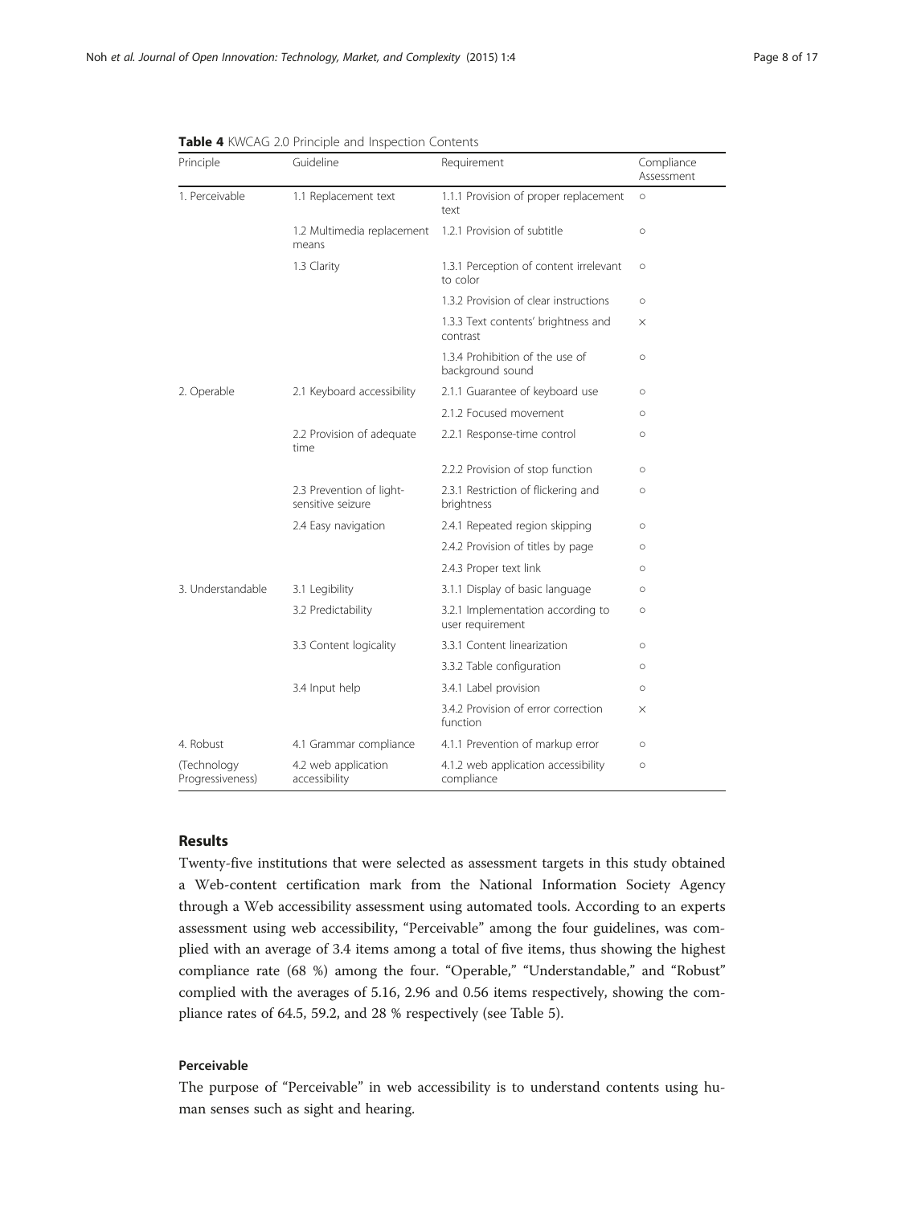**Table 4** KWCAG 2.0 Principle and Inspection Contents

| Principle | Guideline | Requirement | Compliance Assessment |
|---|---|---|---|
| 1. Perceivable | 1.1 Replacement text | 1.1.1 Provision of proper replacement text | ○ |
| | 1.2 Multimedia replacement means | 1.2.1 Provision of subtitle | ○ |
| | 1.3 Clarity | 1.3.1 Perception of content irrelevant to color | ○ |
| | | 1.3.2 Provision of clear instructions | ○ |
| | | 1.3.3 Text contents' brightness and contrast | × |
| | | 1.3.4 Prohibition of the use of background sound | ○ |
| 2. Operable | 2.1 Keyboard accessibility | 2.1.1 Guarantee of keyboard use | ○ |
| | | 2.1.2 Focused movement | ○ |
| | 2.2 Provision of adequate time | 2.2.1 Response-time control | ○ |
| | | 2.2.2 Provision of stop function | ○ |
| | 2.3 Prevention of light-sensitive seizure | 2.3.1 Restriction of flickering and brightness | ○ |
| | 2.4 Easy navigation | 2.4.1 Repeated region skipping | ○ |
| | | 2.4.2 Provision of titles by page | ○ |
| | | 2.4.3 Proper text link | ○ |
| 3. Understandable | 3.1 Legibility | 3.1.1 Display of basic language | ○ |
| | 3.2 Predictability | 3.2.1 Implementation according to user requirement | ○ |
| | 3.3 Content logicality | 3.3.1 Content linearization | ○ |
| | | 3.3.2 Table configuration | ○ |
| | 3.4 Input help | 3.4.1 Label provision | ○ |
| | | 3.4.2 Provision of error correction function | × |
| 4. Robust | 4.1 Grammar compliance | 4.1.1 Prevention of markup error | ○ |
| (Technology Progressiveness) | 4.2 web application accessibility | 4.1.2 web application accessibility compliance | ○ |

## Results

Twenty-five institutions that were selected as assessment targets in this study obtained a Web-content certification mark from the National Information Society Agency through a Web accessibility assessment using automated tools. According to an experts assessment using web accessibility, "Perceivable" among the four guidelines, was complied with an average of 3.4 items among a total of five items, thus showing the highest compliance rate (68 %) among the four. "Operable," "Understandable," and "Robust" complied with the averages of 5.16, 2.96 and 0.56 items respectively, showing the compliance rates of 64.5, 59.2, and 28 % respectively (see Table 5).

### Perceivable

The purpose of "Perceivable" in web accessibility is to understand contents using human senses such as sight and hearing.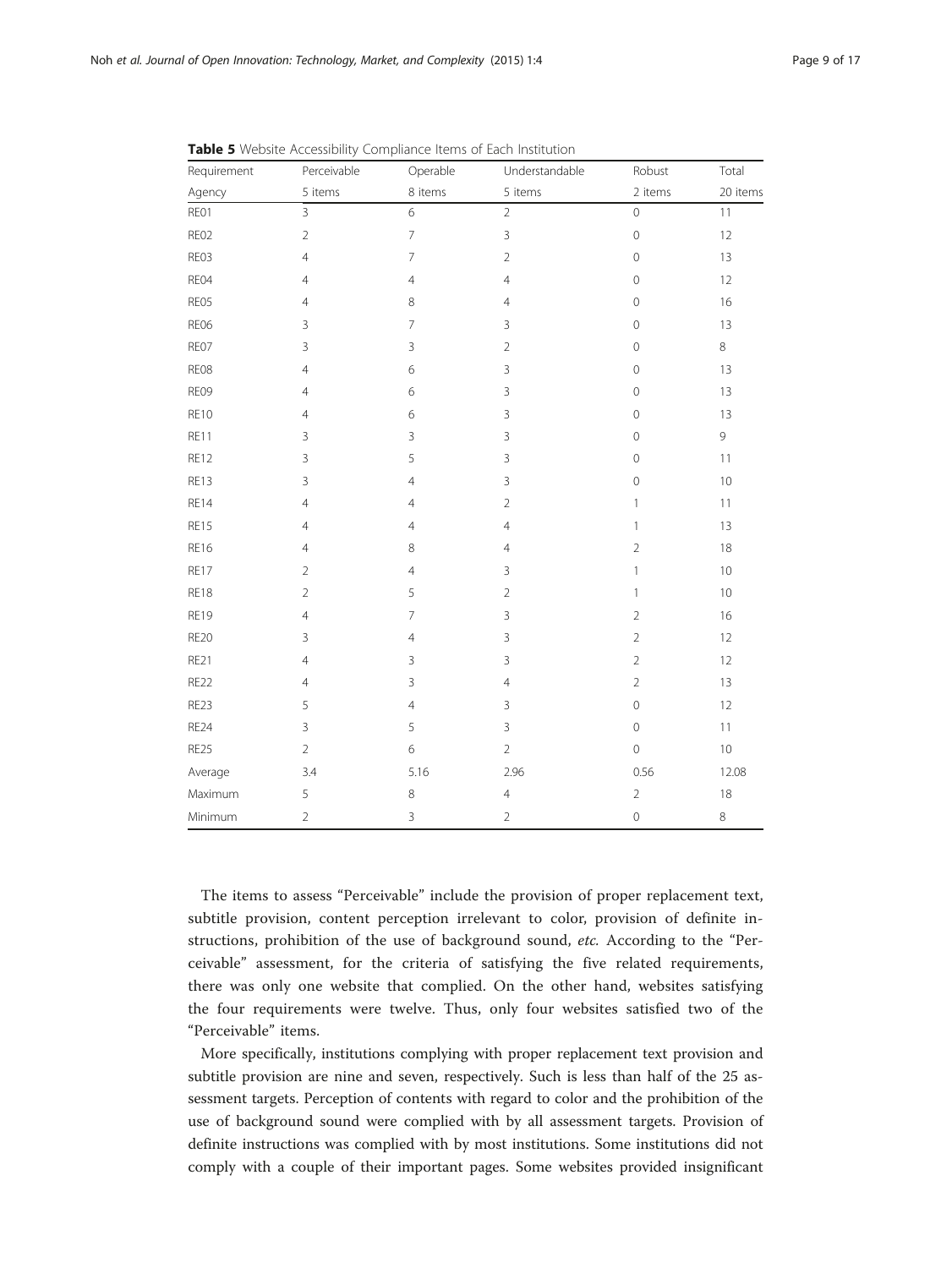**Table 5** Website Accessibility Compliance Items of Each Institution

| Requirement | Perceivable | Operable | Understandable | Robust | Total |
|---|---|---|---|---|---|
| Agency | 5 items | 8 items | 5 items | 2 items | 20 items |
| RE01 | 3 | 6 | 2 | 0 | 11 |
| RE02 | 2 | 7 | 3 | 0 | 12 |
| RE03 | 4 | 7 | 2 | 0 | 13 |
| RE04 | 4 | 4 | 4 | 0 | 12 |
| RE05 | 4 | 8 | 4 | 0 | 16 |
| RE06 | 3 | 7 | 3 | 0 | 13 |
| RE07 | 3 | 3 | 2 | 0 | 8 |
| RE08 | 4 | 6 | 3 | 0 | 13 |
| RE09 | 4 | 6 | 3 | 0 | 13 |
| RE10 | 4 | 6 | 3 | 0 | 13 |
| RE11 | 3 | 3 | 3 | 0 | 9 |
| RE12 | 3 | 5 | 3 | 0 | 11 |
| RE13 | 3 | 4 | 3 | 0 | 10 |
| RE14 | 4 | 4 | 2 | 1 | 11 |
| RE15 | 4 | 4 | 4 | 1 | 13 |
| RE16 | 4 | 8 | 4 | 2 | 18 |
| RE17 | 2 | 4 | 3 | 1 | 10 |
| RE18 | 2 | 5 | 2 | 1 | 10 |
| RE19 | 4 | 7 | 3 | 2 | 16 |
| RE20 | 3 | 4 | 3 | 2 | 12 |
| RE21 | 4 | 3 | 3 | 2 | 12 |
| RE22 | 4 | 3 | 4 | 2 | 13 |
| RE23 | 5 | 4 | 3 | 0 | 12 |
| RE24 | 3 | 5 | 3 | 0 | 11 |
| RE25 | 2 | 6 | 2 | 0 | 10 |
| Average | 3.4 | 5.16 | 2.96 | 0.56 | 12.08 |
| Maximum | 5 | 8 | 4 | 2 | 18 |
| Minimum | 2 | 3 | 2 | 0 | 8 |

The items to assess "Perceivable" include the provision of proper replacement text, subtitle provision, content perception irrelevant to color, provision of definite instructions, prohibition of the use of background sound, *etc.* According to the "Perceivable" assessment, for the criteria of satisfying the five related requirements, there was only one website that complied. On the other hand, websites satisfying the four requirements were twelve. Thus, only four websites satisfied two of the "Perceivable" items.

More specifically, institutions complying with proper replacement text provision and subtitle provision are nine and seven, respectively. Such is less than half of the 25 assessment targets. Perception of contents with regard to color and the prohibition of the use of background sound were complied with by all assessment targets. Provision of definite instructions was complied with by most institutions. Some institutions did not comply with a couple of their important pages. Some websites provided insignificant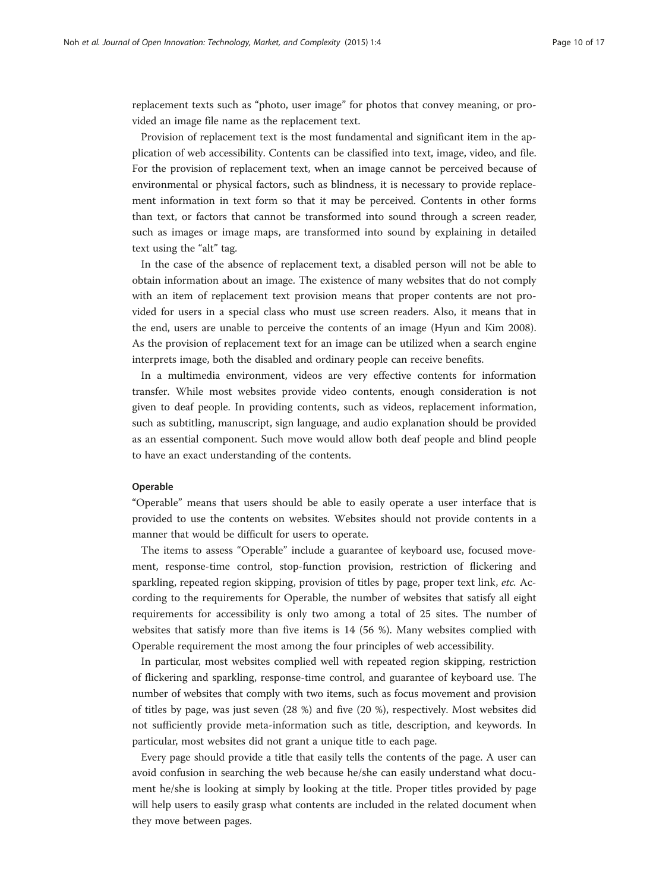replacement texts such as "photo, user image" for photos that convey meaning, or provided an image file name as the replacement text.

Provision of replacement text is the most fundamental and significant item in the application of web accessibility. Contents can be classified into text, image, video, and file. For the provision of replacement text, when an image cannot be perceived because of environmental or physical factors, such as blindness, it is necessary to provide replacement information in text form so that it may be perceived. Contents in other forms than text, or factors that cannot be transformed into sound through a screen reader, such as images or image maps, are transformed into sound by explaining in detailed text using the "alt" tag.

In the case of the absence of replacement text, a disabled person will not be able to obtain information about an image. The existence of many websites that do not comply with an item of replacement text provision means that proper contents are not provided for users in a special class who must use screen readers. Also, it means that in the end, users are unable to perceive the contents of an image (Hyun and Kim 2008). As the provision of replacement text for an image can be utilized when a search engine interprets image, both the disabled and ordinary people can receive benefits.

In a multimedia environment, videos are very effective contents for information transfer. While most websites provide video contents, enough consideration is not given to deaf people. In providing contents, such as videos, replacement information, such as subtitling, manuscript, sign language, and audio explanation should be provided as an essential component. Such move would allow both deaf people and blind people to have an exact understanding of the contents.

#### Operable

"Operable" means that users should be able to easily operate a user interface that is provided to use the contents on websites. Websites should not provide contents in a manner that would be difficult for users to operate.

The items to assess "Operable" include a guarantee of keyboard use, focused movement, response-time control, stop-function provision, restriction of flickering and sparkling, repeated region skipping, provision of titles by page, proper text link, *etc.* According to the requirements for Operable, the number of websites that satisfy all eight requirements for accessibility is only two among a total of 25 sites. The number of websites that satisfy more than five items is 14 (56 %). Many websites complied with Operable requirement the most among the four principles of web accessibility.

In particular, most websites complied well with repeated region skipping, restriction of flickering and sparkling, response-time control, and guarantee of keyboard use. The number of websites that comply with two items, such as focus movement and provision of titles by page, was just seven (28 %) and five (20 %), respectively. Most websites did not sufficiently provide meta-information such as title, description, and keywords. In particular, most websites did not grant a unique title to each page.

Every page should provide a title that easily tells the contents of the page. A user can avoid confusion in searching the web because he/she can easily understand what document he/she is looking at simply by looking at the title. Proper titles provided by page will help users to easily grasp what contents are included in the related document when they move between pages.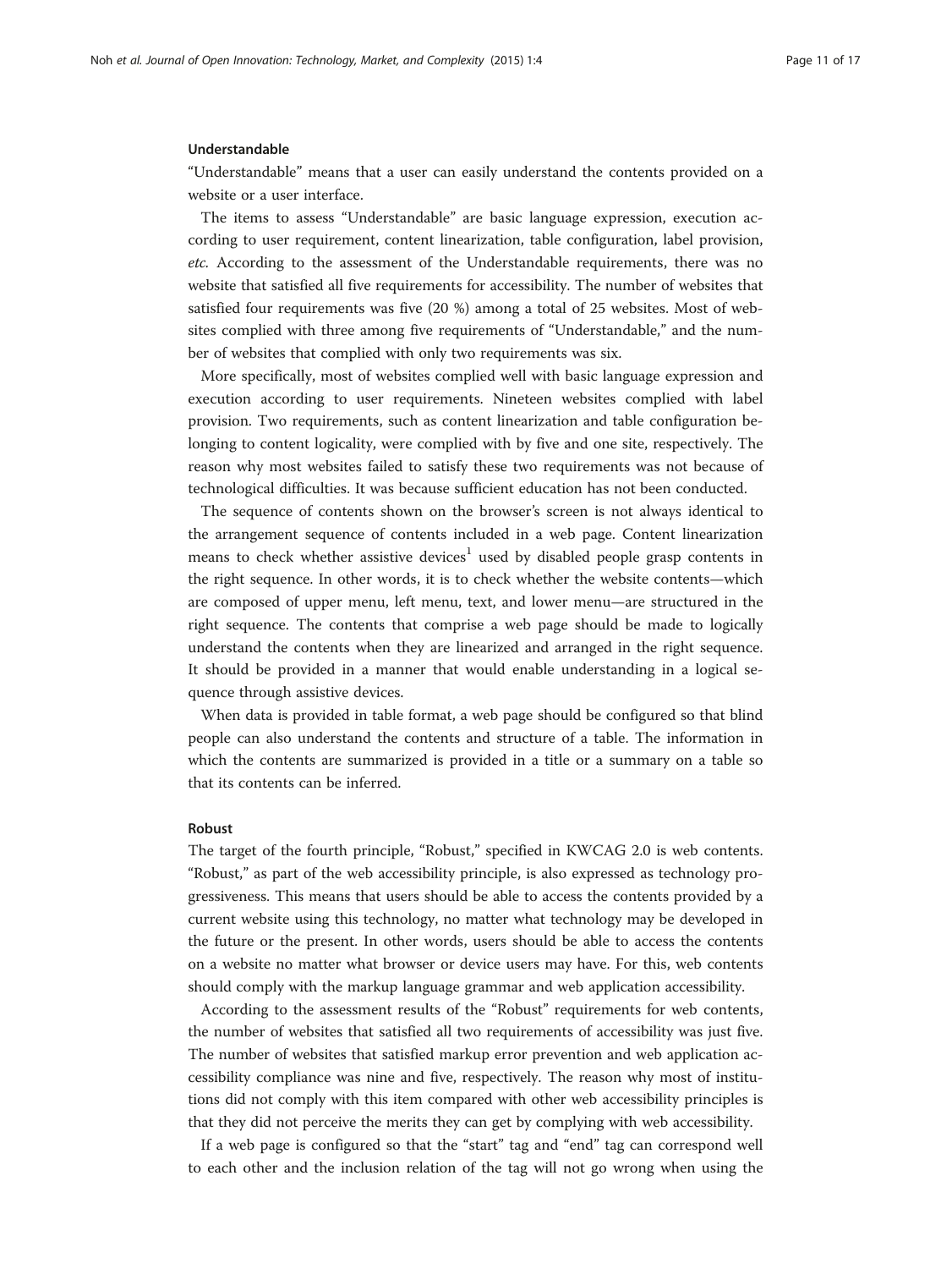### Understandable

"Understandable" means that a user can easily understand the contents provided on a website or a user interface.

The items to assess "Understandable" are basic language expression, execution according to user requirement, content linearization, table configuration, label provision, *etc.* According to the assessment of the Understandable requirements, there was no website that satisfied all five requirements for accessibility. The number of websites that satisfied four requirements was five (20 %) among a total of 25 websites. Most of websites complied with three among five requirements of "Understandable," and the number of websites that complied with only two requirements was six.

More specifically, most of websites complied well with basic language expression and execution according to user requirements. Nineteen websites complied with label provision. Two requirements, such as content linearization and table configuration belonging to content logicality, were complied with by five and one site, respectively. The reason why most websites failed to satisfy these two requirements was not because of technological difficulties. It was because sufficient education has not been conducted.

The sequence of contents shown on the browser's screen is not always identical to the arrangement sequence of contents included in a web page. Content linearization means to check whether assistive devices[1] used by disabled people grasp contents in the right sequence. In other words, it is to check whether the website contents—which are composed of upper menu, left menu, text, and lower menu—are structured in the right sequence. The contents that comprise a web page should be made to logically understand the contents when they are linearized and arranged in the right sequence. It should be provided in a manner that would enable understanding in a logical sequence through assistive devices.

When data is provided in table format, a web page should be configured so that blind people can also understand the contents and structure of a table. The information in which the contents are summarized is provided in a title or a summary on a table so that its contents can be inferred.

### Robust

The target of the fourth principle, "Robust," specified in KWCAG 2.0 is web contents. "Robust," as part of the web accessibility principle, is also expressed as technology progressiveness. This means that users should be able to access the contents provided by a current website using this technology, no matter what technology may be developed in the future or the present. In other words, users should be able to access the contents on a website no matter what browser or device users may have. For this, web contents should comply with the markup language grammar and web application accessibility.

According to the assessment results of the "Robust" requirements for web contents, the number of websites that satisfied all two requirements of accessibility was just five. The number of websites that satisfied markup error prevention and web application accessibility compliance was nine and five, respectively. The reason why most of institutions did not comply with this item compared with other web accessibility principles is that they did not perceive the merits they can get by complying with web accessibility.

If a web page is configured so that the "start" tag and "end" tag can correspond well to each other and the inclusion relation of the tag will not go wrong when using the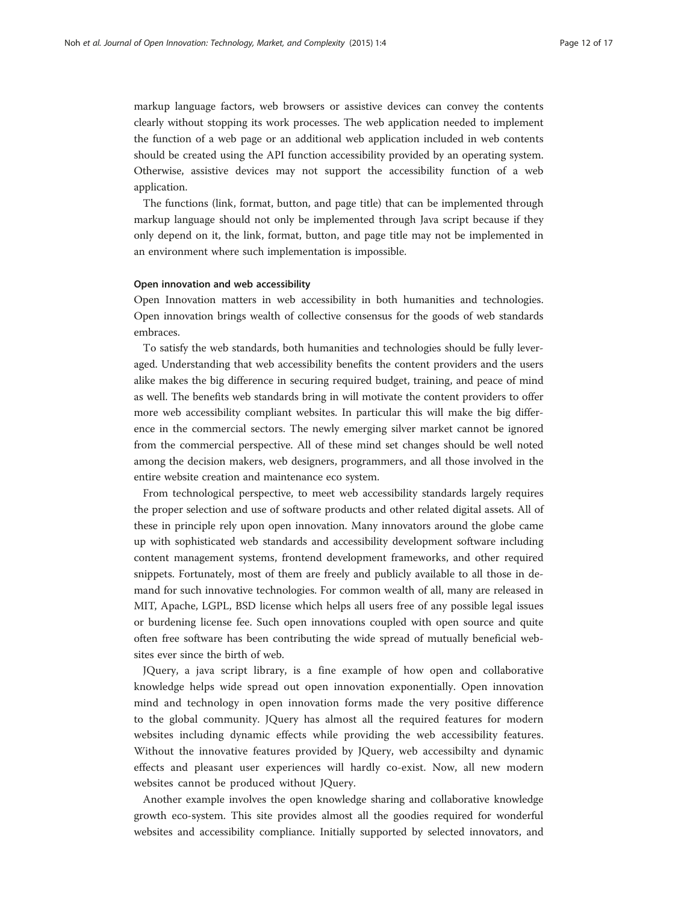markup language factors, web browsers or assistive devices can convey the contents clearly without stopping its work processes. The web application needed to implement the function of a web page or an additional web application included in web contents should be created using the API function accessibility provided by an operating system. Otherwise, assistive devices may not support the accessibility function of a web application.

The functions (link, format, button, and page title) that can be implemented through markup language should not only be implemented through Java script because if they only depend on it, the link, format, button, and page title may not be implemented in an environment where such implementation is impossible.

#### Open innovation and web accessibility

Open Innovation matters in web accessibility in both humanities and technologies. Open innovation brings wealth of collective consensus for the goods of web standards embraces.

To satisfy the web standards, both humanities and technologies should be fully leveraged. Understanding that web accessibility benefits the content providers and the users alike makes the big difference in securing required budget, training, and peace of mind as well. The benefits web standards bring in will motivate the content providers to offer more web accessibility compliant websites. In particular this will make the big difference in the commercial sectors. The newly emerging silver market cannot be ignored from the commercial perspective. All of these mind set changes should be well noted among the decision makers, web designers, programmers, and all those involved in the entire website creation and maintenance eco system.

From technological perspective, to meet web accessibility standards largely requires the proper selection and use of software products and other related digital assets. All of these in principle rely upon open innovation. Many innovators around the globe came up with sophisticated web standards and accessibility development software including content management systems, frontend development frameworks, and other required snippets. Fortunately, most of them are freely and publicly available to all those in demand for such innovative technologies. For common wealth of all, many are released in MIT, Apache, LGPL, BSD license which helps all users free of any possible legal issues or burdening license fee. Such open innovations coupled with open source and quite often free software has been contributing the wide spread of mutually beneficial websites ever since the birth of web.

JQuery, a java script library, is a fine example of how open and collaborative knowledge helps wide spread out open innovation exponentially. Open innovation mind and technology in open innovation forms made the very positive difference to the global community. JQuery has almost all the required features for modern websites including dynamic effects while providing the web accessibility features. Without the innovative features provided by JQuery, web accessibilty and dynamic effects and pleasant user experiences will hardly co-exist. Now, all new modern websites cannot be produced without JQuery.

Another example involves the open knowledge sharing and collaborative knowledge growth eco-system. This site provides almost all the goodies required for wonderful websites and accessibility compliance. Initially supported by selected innovators, and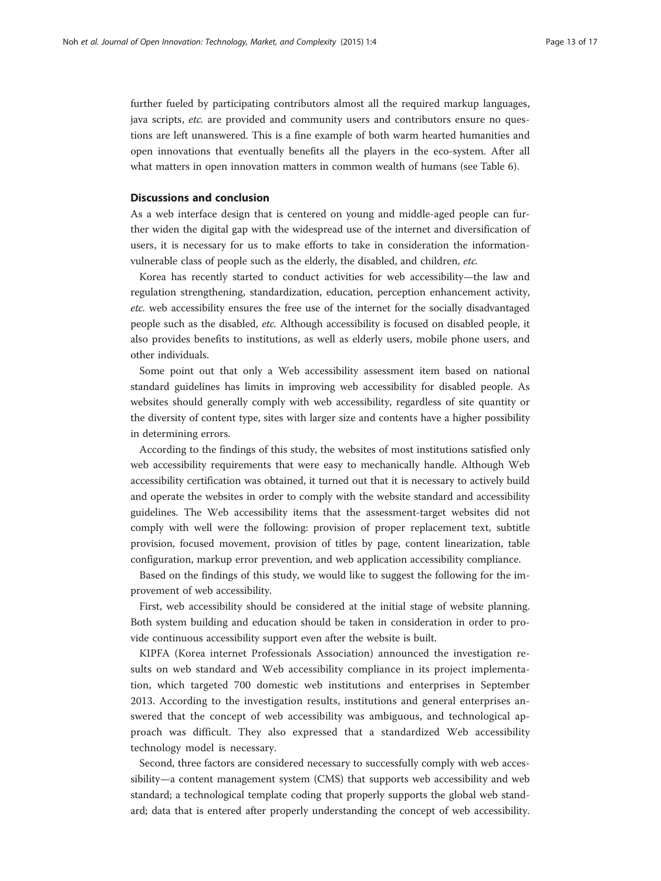further fueled by participating contributors almost all the required markup languages, java scripts, *etc.* are provided and community users and contributors ensure no questions are left unanswered. This is a fine example of both warm hearted humanities and open innovations that eventually benefits all the players in the eco-system. After all what matters in open innovation matters in common wealth of humans (see Table 6).

## Discussions and conclusion

As a web interface design that is centered on young and middle-aged people can further widen the digital gap with the widespread use of the internet and diversification of users, it is necessary for us to make efforts to take in consideration the information-vulnerable class of people such as the elderly, the disabled, and children, *etc.*

Korea has recently started to conduct activities for web accessibility—the law and regulation strengthening, standardization, education, perception enhancement activity, *etc.* web accessibility ensures the free use of the internet for the socially disadvantaged people such as the disabled, *etc.* Although accessibility is focused on disabled people, it also provides benefits to institutions, as well as elderly users, mobile phone users, and other individuals.

Some point out that only a Web accessibility assessment item based on national standard guidelines has limits in improving web accessibility for disabled people. As websites should generally comply with web accessibility, regardless of site quantity or the diversity of content type, sites with larger size and contents have a higher possibility in determining errors.

According to the findings of this study, the websites of most institutions satisfied only web accessibility requirements that were easy to mechanically handle. Although Web accessibility certification was obtained, it turned out that it is necessary to actively build and operate the websites in order to comply with the website standard and accessibility guidelines. The Web accessibility items that the assessment-target websites did not comply with well were the following: provision of proper replacement text, subtitle provision, focused movement, provision of titles by page, content linearization, table configuration, markup error prevention, and web application accessibility compliance.

Based on the findings of this study, we would like to suggest the following for the improvement of web accessibility.

First, web accessibility should be considered at the initial stage of website planning. Both system building and education should be taken in consideration in order to provide continuous accessibility support even after the website is built.

KIPFA (Korea internet Professionals Association) announced the investigation results on web standard and Web accessibility compliance in its project implementation, which targeted 700 domestic web institutions and enterprises in September 2013. According to the investigation results, institutions and general enterprises answered that the concept of web accessibility was ambiguous, and technological approach was difficult. They also expressed that a standardized Web accessibility technology model is necessary.

Second, three factors are considered necessary to successfully comply with web accessibility—a content management system (CMS) that supports web accessibility and web standard; a technological template coding that properly supports the global web standard; data that is entered after properly understanding the concept of web accessibility.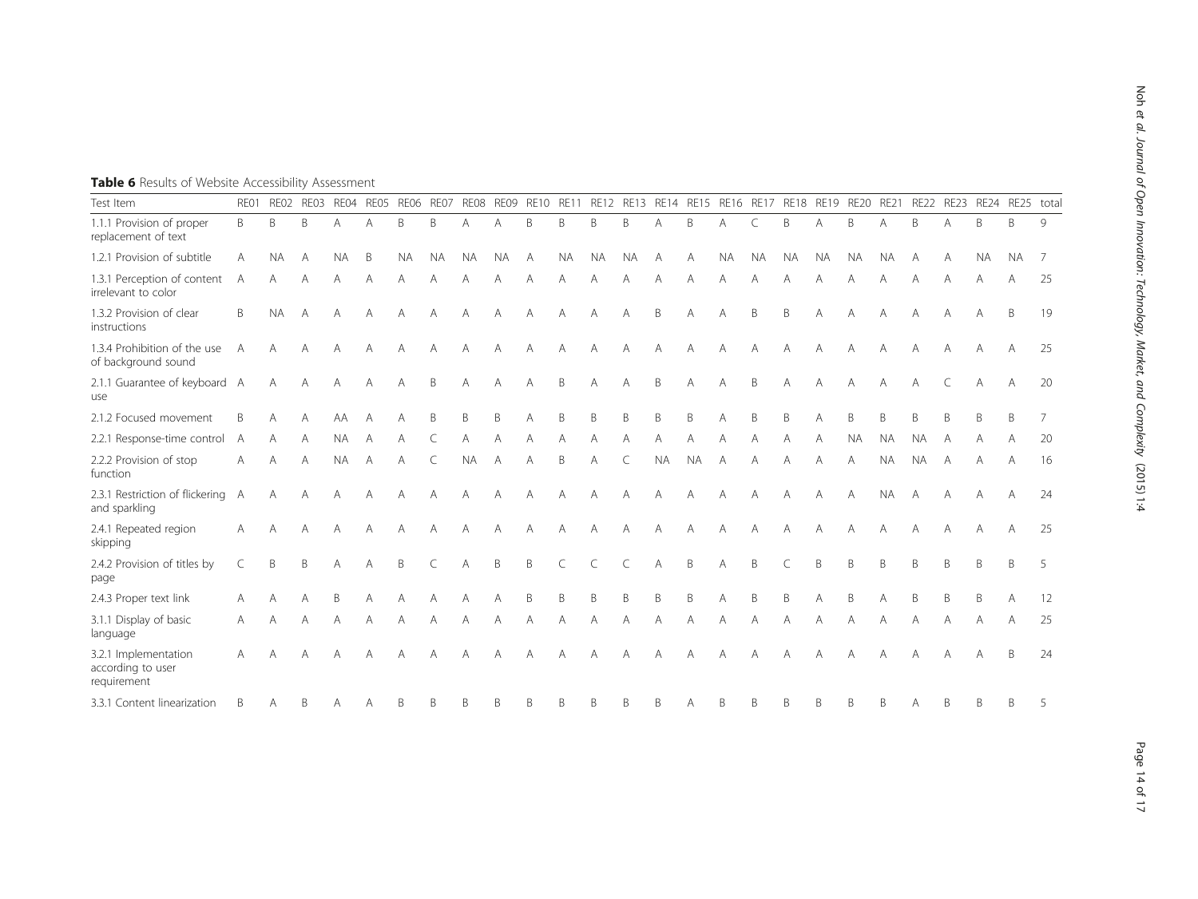**Table 6** Results of Website Accessibility Assessment

| Test Item | RE01 | RE02 | RE03 | RE04 | RE05 | RE06 | RE07 | RE08 | RE09 | RE10 | RE11 | RE12 | RE13 | RE14 | RE15 | RE16 | RE17 | RE18 | RE19 | RE20 | RE21 | RE22 | RE23 | RE24 | RE25 | total |
|---|---|---|---|---|---|---|---|---|---|---|---|---|---|---|---|---|---|---|---|---|---|---|---|---|---|---|
| 1.1.1 Provision of proper replacement of text | B | B | B | A | A | B | B | A | A | B | B | B | B | A | B | A | C | B | A | B | A | B | A | B | B | 9 |
| 1.2.1 Provision of subtitle | A | NA | A | NA | B | NA | NA | NA | NA | A | NA | NA | NA | A | A | NA | NA | NA | NA | NA | NA | A | A | NA | NA | 7 |
| 1.3.1 Perception of content irrelevant to color | A | A | A | A | A | A | A | A | A | A | A | A | A | A | A | A | A | A | A | A | A | A | A | A | A | 25 |
| 1.3.2 Provision of clear instructions | B | NA | A | A | A | A | A | A | A | A | A | A | A | B | A | A | B | B | A | A | A | A | A | A | B | 19 |
| 1.3.4 Prohibition of the use of background sound | A | A | A | A | A | A | A | A | A | A | A | A | A | A | A | A | A | A | A | A | A | A | A | A | A | 25 |
| 2.1.1 Guarantee of keyboard use | A | A | A | A | A | A | B | A | A | A | B | A | A | B | A | A | B | A | A | A | A | A | C | A | A | 20 |
| 2.1.2 Focused movement | B | A | A | AA | A | A | B | B | B | A | B | B | B | B | B | A | B | B | A | B | B | B | B | B | B | 7 |
| 2.2.1 Response-time control | A | A | A | NA | A | A | C | A | A | A | A | A | A | A | A | A | A | A | A | NA | NA | NA | A | A | A | 20 |
| 2.2.2 Provision of stop function | A | A | A | NA | A | A | C | NA | A | A | B | A | C | NA | NA | A | A | A | A | A | NA | NA | A | A | A | 16 |
| 2.3.1 Restriction of flickering and sparkling | A | A | A | A | A | A | A | A | A | A | A | A | A | A | A | A | A | A | A | A | NA | A | A | A | A | 24 |
| 2.4.1 Repeated region skipping | A | A | A | A | A | A | A | A | A | A | A | A | A | A | A | A | A | A | A | A | A | A | A | A | A | 25 |
| 2.4.2 Provision of titles by page | C | B | B | A | A | B | C | A | B | B | C | C | C | A | B | A | B | C | B | B | B | B | B | B | B | 5 |
| 2.4.3 Proper text link | A | A | A | B | A | A | A | A | A | B | B | B | B | B | B | A | B | B | A | B | A | B | B | B | A | 12 |
| 3.1.1 Display of basic language | A | A | A | A | A | A | A | A | A | A | A | A | A | A | A | A | A | A | A | A | A | A | A | A | A | 25 |
| 3.2.1 Implementation according to user requirement | A | A | A | A | A | A | A | A | A | A | A | A | A | A | A | A | A | A | A | A | A | A | A | A | B | 24 |
| 3.3.1 Content linearization | B | A | B | A | A | B | B | B | B | B | B | B | B | B | A | B | B | B | B | B | B | A | B | B | B | 5 |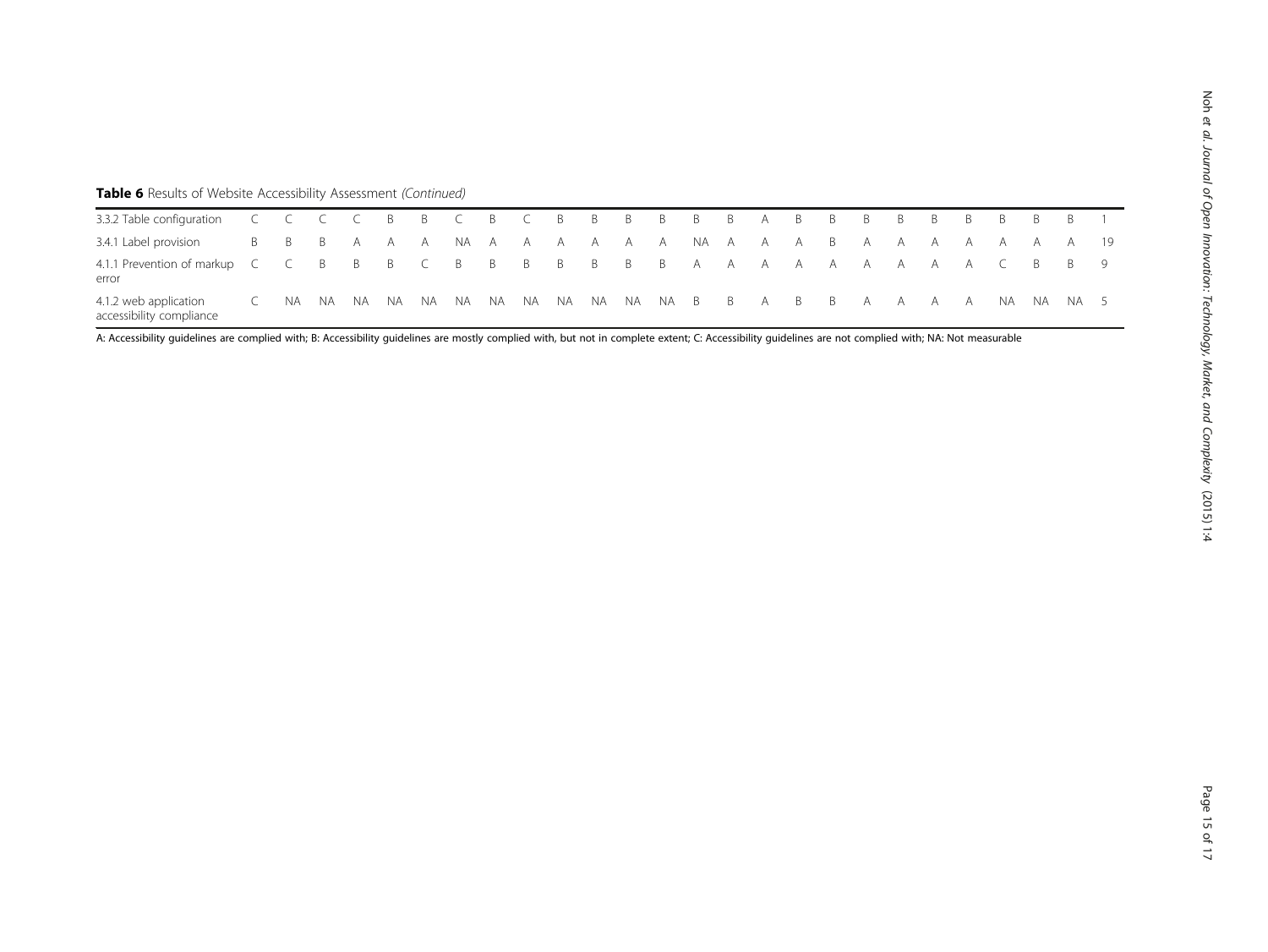**Table 6** Results of Website Accessibility Assessment *(Continued)*

| | | | | | | | | | | | | | | | | | | | | | | | | | | |
|---|---|---|---|---|---|---|---|---|---|---|---|---|---|---|---|---|---|---|---|---|---|---|---|---|---|---|
| 3.3.2 Table configuration | C | C | C | C | B | B | C | B | C | B | B | B | B | B | B | A | B | B | B | B | B | B | B | B | B | 1 |
| 3.4.1 Label provision | B | B | B | A | A | A | NA | A | A | A | A | A | A | NA | A | A | A | B | A | A | A | A | A | A | A | 19 |
| 4.1.1 Prevention of markup error | C | C | B | B | B | C | B | B | B | B | B | B | B | A | A | A | A | A | A | A | A | A | C | B | B | 9 |
| 4.1.2 web application accessibility compliance | C | NA | NA | NA | NA | NA | NA | NA | NA | NA | NA | NA | NA | B | B | A | B | B | A | A | A | A | NA | NA | NA | 5 |

A: Accessibility guidelines are complied with; B: Accessibility guidelines are mostly complied with, but not in complete extent; C: Accessibility guidelines are not complied with; NA: Not measurable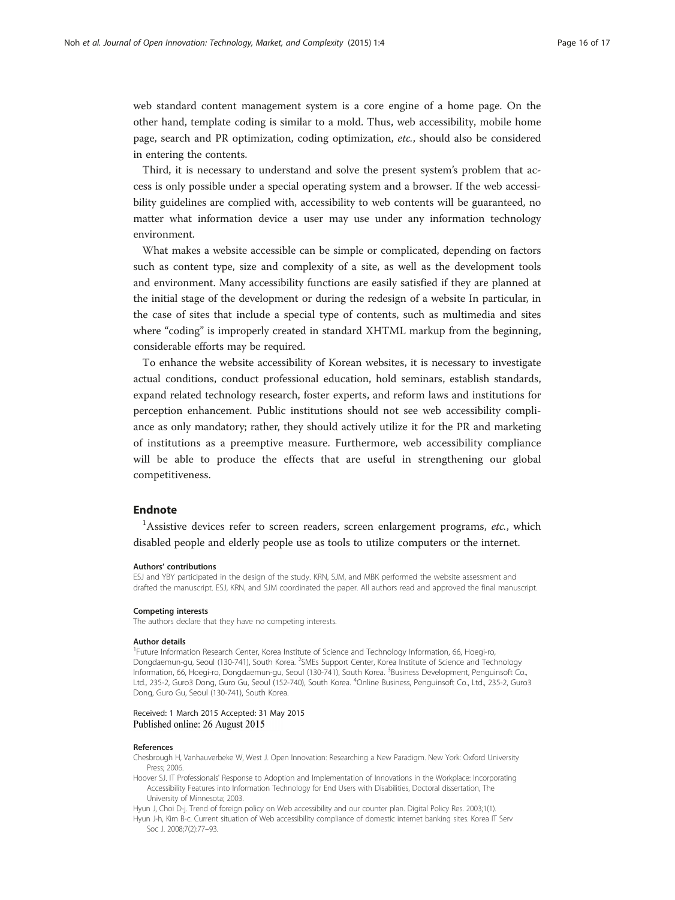web standard content management system is a core engine of a home page. On the other hand, template coding is similar to a mold. Thus, web accessibility, mobile home page, search and PR optimization, coding optimization, *etc.*, should also be considered in entering the contents.

Third, it is necessary to understand and solve the present system's problem that access is only possible under a special operating system and a browser. If the web accessibility guidelines are complied with, accessibility to web contents will be guaranteed, no matter what information device a user may use under any information technology environment.

What makes a website accessible can be simple or complicated, depending on factors such as content type, size and complexity of a site, as well as the development tools and environment. Many accessibility functions are easily satisfied if they are planned at the initial stage of the development or during the redesign of a website In particular, in the case of sites that include a special type of contents, such as multimedia and sites where "coding" is improperly created in standard XHTML markup from the beginning, considerable efforts may be required.

To enhance the website accessibility of Korean websites, it is necessary to investigate actual conditions, conduct professional education, hold seminars, establish standards, expand related technology research, foster experts, and reform laws and institutions for perception enhancement. Public institutions should not see web accessibility compliance as only mandatory; rather, they should actively utilize it for the PR and marketing of institutions as a preemptive measure. Furthermore, web accessibility compliance will be able to produce the effects that are useful in strengthening our global competitiveness.

## Endnote

[1]Assistive devices refer to screen readers, screen enlargement programs, *etc.*, which disabled people and elderly people use as tools to utilize computers or the internet.

#### Authors' contributions

ESJ and YBY participated in the design of the study. KRN, SJM, and MBK performed the website assessment and drafted the manuscript. ESJ, KRN, and SJM coordinated the paper. All authors read and approved the final manuscript.

#### Competing interests

The authors declare that they have no competing interests.

#### Author details

[1]Future Information Research Center, Korea Institute of Science and Technology Information, 66, Hoegi-ro, Dongdaemun-gu, Seoul (130-741), South Korea. [2]SMEs Support Center, Korea Institute of Science and Technology Information, 66, Hoegi-ro, Dongdaemun-gu, Seoul (130-741), South Korea. [3]Business Development, Penguinsoft Co., Ltd., 235-2, Guro3 Dong, Guro Gu, Seoul (152-740), South Korea. [4]Online Business, Penguinsoft Co., Ltd., 235-2, Guro3 Dong, Guro Gu, Seoul (130-741), South Korea.

Received: 1 March 2015 Accepted: 31 May 2015
Published online: 26 August 2015

#### References

Chesbrough H, Vanhauverbeke W, West J. Open Innovation: Researching a New Paradigm. New York: Oxford University Press; 2006.

Hoover SJ. IT Professionals' Response to Adoption and Implementation of Innovations in the Workplace: Incorporating Accessibility Features into Information Technology for End Users with Disabilities, Doctoral dissertation, The University of Minnesota; 2003.

Hyun J, Choi D-j. Trend of foreign policy on Web accessibility and our counter plan. Digital Policy Res. 2003;1(1).

Hyun J-h, Kim B-c. Current situation of Web accessibility compliance of domestic internet banking sites. Korea IT Serv Soc J. 2008;7(2):77–93.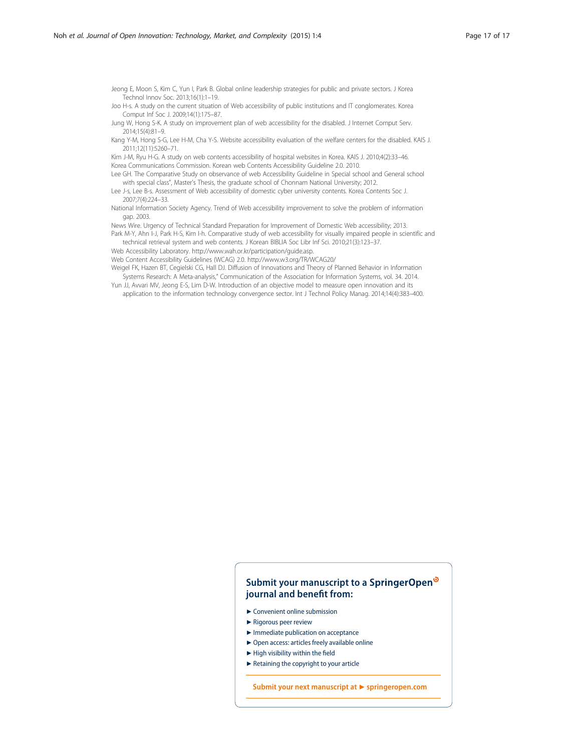Jeong E, Moon S, Kim C, Yun I, Park B. Global online leadership strategies for public and private sectors. J Korea Technol Innov Soc. 2013;16(1):1–19.

Joo H-s. A study on the current situation of Web accessibility of public institutions and IT conglomerates. Korea Comput Inf Soc J. 2009;14(1):175–87.

Jung W, Hong S-K. A study on improvement plan of web accessibility for the disabled. J Internet Comput Serv. 2014;15(4):81–9.

Kang Y-M, Hong S-G, Lee H-M, Cha Y-S. Website accessibility evaluation of the welfare centers for the disabled. KAIS J. 2011;12(11):5260–71.

Kim J-M, Ryu H-G. A study on web contents accessibility of hospital websites in Korea. KAIS J. 2010;4(2):33–46.

Korea Communications Commission. Korean web Contents Accessibility Guideline 2.0. 2010.

Lee GH. The Comparative Study on observance of web Accessibility Guideline in Special school and General school with special class", Master's Thesis, the graduate school of Chonnam National University; 2012.

Lee J-s, Lee B-s. Assessment of Web accessibility of domestic cyber university contents. Korea Contents Soc J. 2007;7(4):224–33.

National Information Society Agency. Trend of Web accessibility improvement to solve the problem of information gap. 2003.

News Wire. Urgency of Technical Standard Preparation for Improvement of Domestic Web accessibility; 2013.

Park M-Y, Ahn I-J, Park H-S, Kim I-h. Comparative study of web accessibility for visually impaired people in scientific and technical retrieval system and web contents. J Korean BIBLIA Soc Libr Inf Sci. 2010;21(3):123–37.

Web Accessibility Laboratory. http://www.wah.or.kr/participation/guide.asp.

Web Content Accessibility Guidelines (WCAG) 2.0. http://www.w3.org/TR/WCAG20/

Weigel FK, Hazen BT, Cegielski CG, Hall DJ. Diffusion of Innovations and Theory of Planned Behavior in Information Systems Research: A Meta-analysis," Communication of the Association for Information Systems, vol. 34. 2014.

Yun JJ, Avvari MV, Jeong E-S, Lim D-W. Introduction of an objective model to measure open innovation and its application to the information technology convergence sector. Int J Technol Policy Manag. 2014;14(4):383–400.

**Submit your manuscript to a SpringerOpen journal and benefit from:**

- ► Convenient online submission
- ► Rigorous peer review
- ► Immediate publication on acceptance
- ► Open access: articles freely available online
- ► High visibility within the field
- ► Retaining the copyright to your article

**Submit your next manuscript at ► springeropen.com**